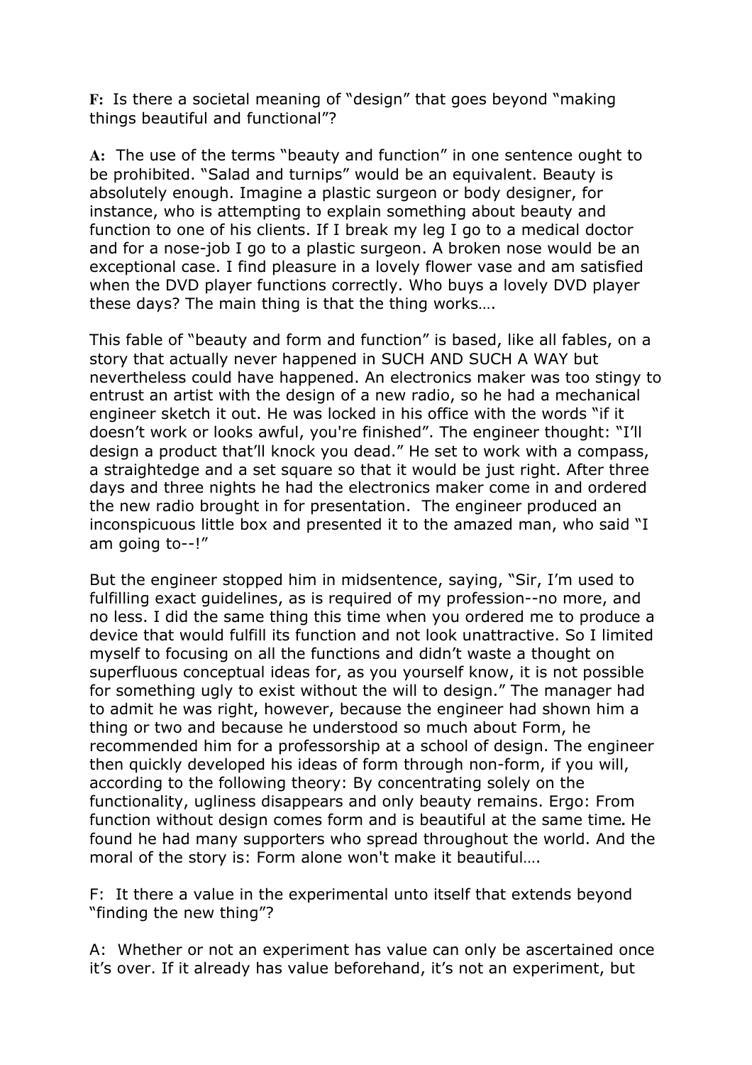**F:** Is there a societal meaning of "design" that goes beyond "making things beautiful and functional"?

**A:** The use of the terms "beauty and function" in one sentence ought to be prohibited. "Salad and turnips" would be an equivalent. Beauty is absolutely enough. Imagine a plastic surgeon or body designer, for instance, who is attempting to explain something about beauty and function to one of his clients. If I break my leg I go to a medical doctor and for a nose-job I go to a plastic surgeon. A broken nose would be an exceptional case. I find pleasure in a lovely flower vase and am satisfied when the DVD player functions correctly. Who buys a lovely DVD player these days? The main thing is that the thing works….

This fable of "beauty and form and function" is based, like all fables, on a story that actually never happened in SUCH AND SUCH A WAY but nevertheless could have happened. An electronics maker was too stingy to entrust an artist with the design of a new radio, so he had a mechanical engineer sketch it out. He was locked in his office with the words "if it doesn't work or looks awful, you're finished". The engineer thought: "I'll design a product that'll knock you dead." He set to work with a compass, a straightedge and a set square so that it would be just right. After three days and three nights he had the electronics maker come in and ordered the new radio brought in for presentation. The engineer produced an inconspicuous little box and presented it to the amazed man, who said "I am going to--!"

But the engineer stopped him in midsentence, saying, "Sir, I'm used to fulfilling exact guidelines, as is required of my profession--no more, and no less. I did the same thing this time when you ordered me to produce a device that would fulfill its function and not look unattractive. So I limited myself to focusing on all the functions and didn't waste a thought on superfluous conceptual ideas for, as you yourself know, it is not possible for something ugly to exist without the will to design." The manager had to admit he was right, however, because the engineer had shown him a thing or two and because he understood so much about Form, he recommended him for a professorship at a school of design. The engineer then quickly developed his ideas of form through non-form, if you will, according to the following theory: By concentrating solely on the functionality, ugliness disappears and only beauty remains. Ergo: From function without design comes form and is beautiful at the same time**.** He found he had many supporters who spread throughout the world. And the moral of the story is: Form alone won't make it beautiful….

F: It there a value in the experimental unto itself that extends beyond "finding the new thing"?

A: Whether or not an experiment has value can only be ascertained once it's over. If it already has value beforehand, it's not an experiment, but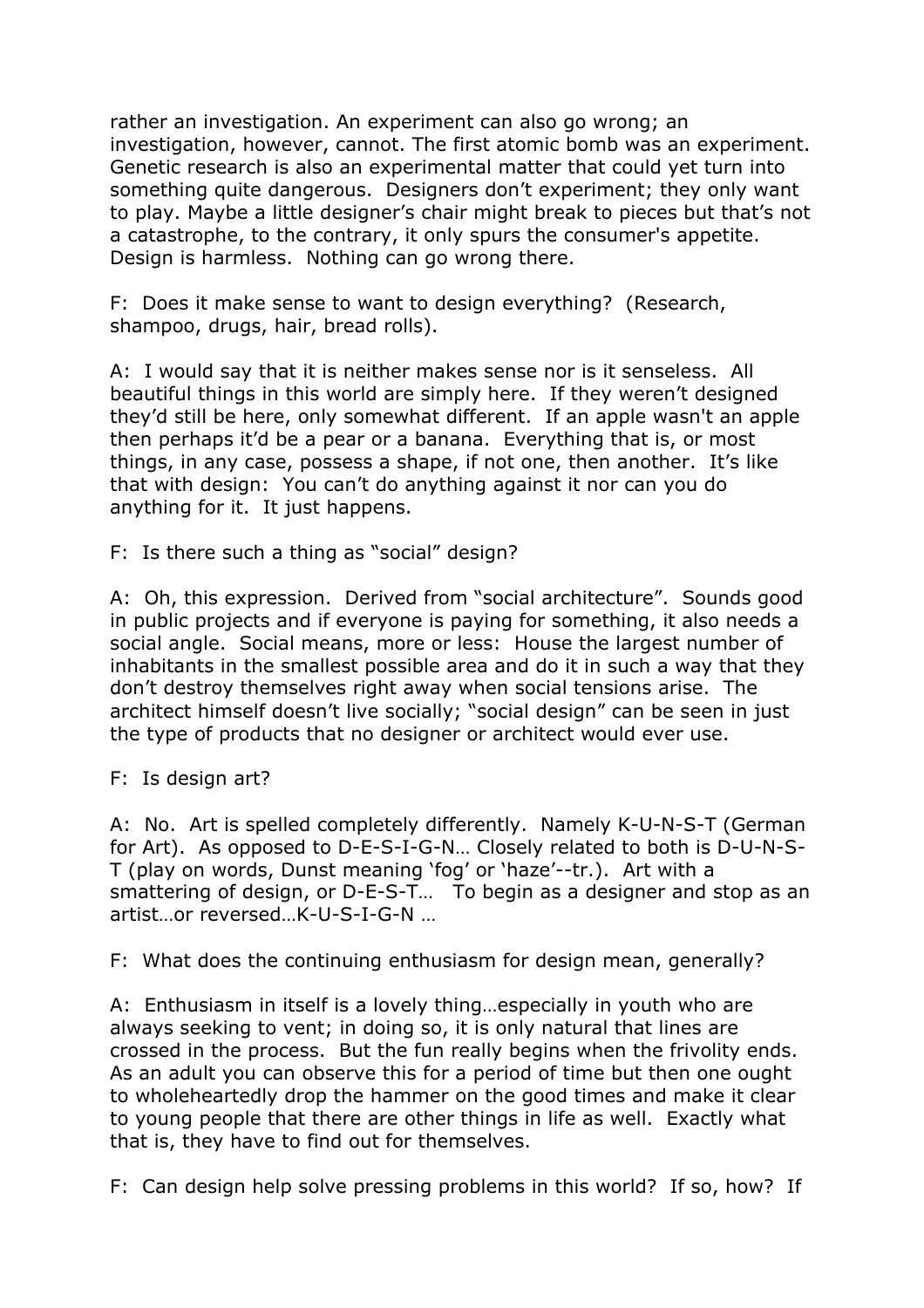rather an investigation. An experiment can also go wrong; an investigation, however, cannot. The first atomic bomb was an experiment. Genetic research is also an experimental matter that could yet turn into something quite dangerous.  Designers don't experiment; they only want to play. Maybe a little designer's chair might break to pieces but that's not a catastrophe, to the contrary, it only spurs the consumer's appetite. Design is harmless.  Nothing can go wrong there.

F:  Does it make sense to want to design everything?  (Research, shampoo, drugs, hair, bread rolls).

A:  I would say that it is neither makes sense nor is it senseless.  All beautiful things in this world are simply here.  If they weren't designed they'd still be here, only somewhat different.  If an apple wasn't an apple then perhaps it'd be a pear or a banana.  Everything that is, or most things, in any case, possess a shape, if not one, then another.  It's like that with design:  You can't do anything against it nor can you do anything for it.  It just happens.

F:  Is there such a thing as "social" design?

A:  Oh, this expression.  Derived from "social architecture".  Sounds good in public projects and if everyone is paying for something, it also needs a social angle.  Social means, more or less:  House the largest number of inhabitants in the smallest possible area and do it in such a way that they don't destroy themselves right away when social tensions arise.  The architect himself doesn't live socially; "social design" can be seen in just the type of products that no designer or architect would ever use.

F:  Is design art?

A:  No.  Art is spelled completely differently.  Namely K-U-N-S-T (German for Art).  As opposed to D-E-S-I-G-N… Closely related to both is D-U-N-S-T (play on words, Dunst meaning 'fog' or 'haze'--tr.).  Art with a smattering of design, or D-E-S-T…   To begin as a designer and stop as an artist…or reversed…K-U-S-I-G-N …

F:  What does the continuing enthusiasm for design mean, generally?

A:  Enthusiasm in itself is a lovely thing…especially in youth who are always seeking to vent; in doing so, it is only natural that lines are crossed in the process.  But the fun really begins when the frivolity ends.  As an adult you can observe this for a period of time but then one ought to wholeheartedly drop the hammer on the good times and make it clear to young people that there are other things in life as well.  Exactly what that is, they have to find out for themselves.

F:  Can design help solve pressing problems in this world?  If so, how?  If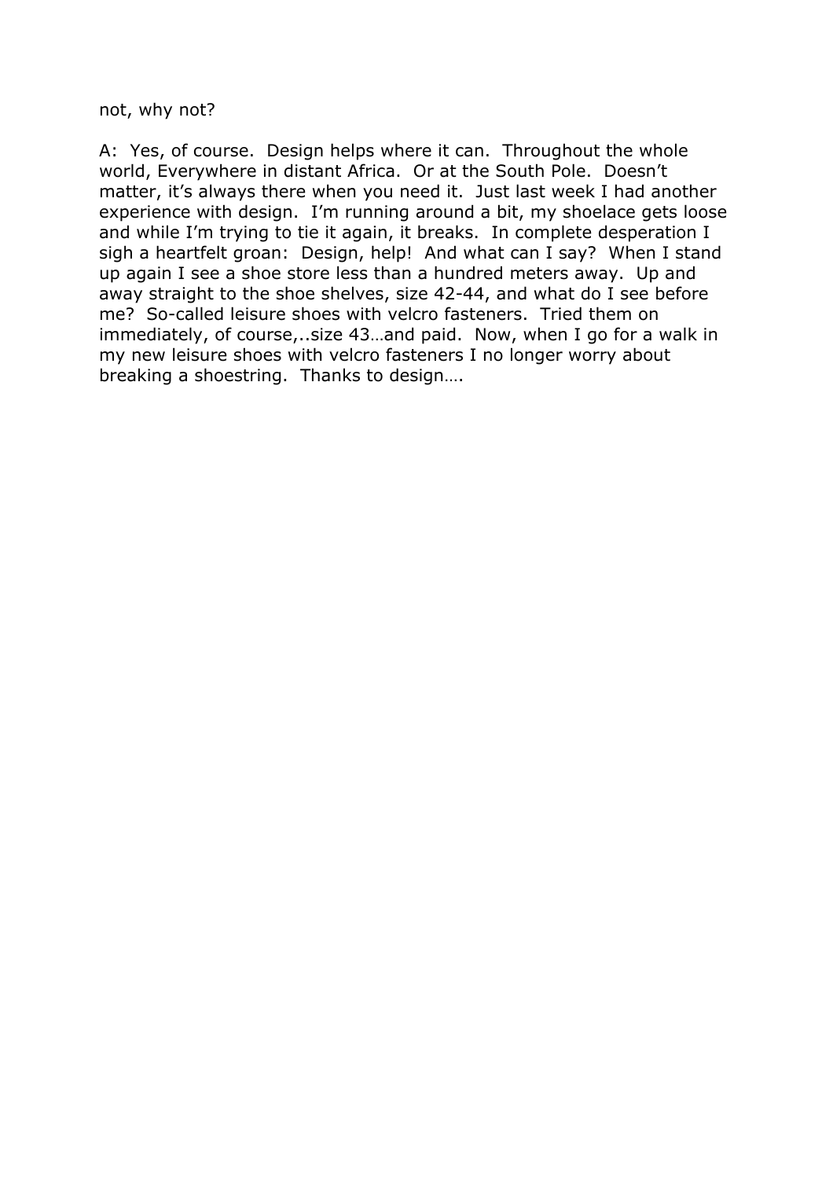not, why not?

A: Yes, of course. Design helps where it can. Throughout the whole world, Everywhere in distant Africa. Or at the South Pole. Doesn't matter, it's always there when you need it. Just last week I had another experience with design. I'm running around a bit, my shoelace gets loose and while I'm trying to tie it again, it breaks. In complete desperation I sigh a heartfelt groan: Design, help! And what can I say? When I stand up again I see a shoe store less than a hundred meters away. Up and away straight to the shoe shelves, size 42-44, and what do I see before me? So-called leisure shoes with velcro fasteners. Tried them on immediately, of course,..size 43…and paid. Now, when I go for a walk in my new leisure shoes with velcro fasteners I no longer worry about breaking a shoestring. Thanks to design….